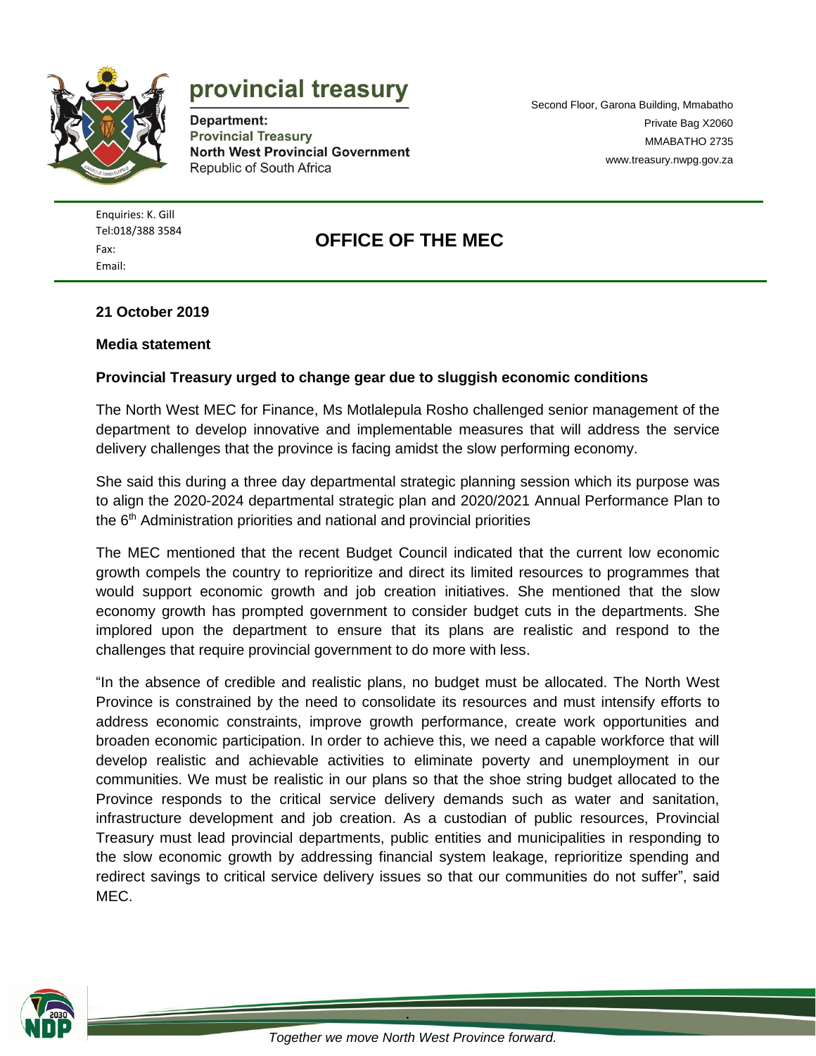provincial treasury

**Department:**
**Provincial Treasury**
**North West Provincial Government**
Republic of South Africa

Second Floor, Garona Building, Mmabatho
Private Bag X2060
MMABATHO 2735
www.treasury.nwpg.gov.za

Enquiries: K. Gill
Tel:018/388 3584
Fax:
Email:

## OFFICE OF THE MEC

**21 October 2019**

**Media statement**

**Provincial Treasury urged to change gear due to sluggish economic conditions**

The North West MEC for Finance, Ms Motlalepula Rosho challenged senior management of the department to develop innovative and implementable measures that will address the service delivery challenges that the province is facing amidst the slow performing economy.

She said this during a three day departmental strategic planning session which its purpose was to align the 2020-2024 departmental strategic plan and 2020/2021 Annual Performance Plan to the 6th Administration priorities and national and provincial priorities

The MEC mentioned that the recent Budget Council indicated that the current low economic growth compels the country to reprioritize and direct its limited resources to programmes that would support economic growth and job creation initiatives. She mentioned that the slow economy growth has prompted government to consider budget cuts in the departments. She implored upon the department to ensure that its plans are realistic and respond to the challenges that require provincial government to do more with less.

"In the absence of credible and realistic plans, no budget must be allocated. The North West Province is constrained by the need to consolidate its resources and must intensify efforts to address economic constraints, improve growth performance, create work opportunities and broaden economic participation. In order to achieve this, we need a capable workforce that will develop realistic and achievable activities to eliminate poverty and unemployment in our communities. We must be realistic in our plans so that the shoe string budget allocated to the Province responds to the critical service delivery demands such as water and sanitation, infrastructure development and job creation. As a custodian of public resources, Provincial Treasury must lead provincial departments, public entities and municipalities in responding to the slow economic growth by addressing financial system leakage, reprioritize spending and redirect savings to critical service delivery issues so that our communities do not suffer", said MEC.

*Together we move North West Province forward.*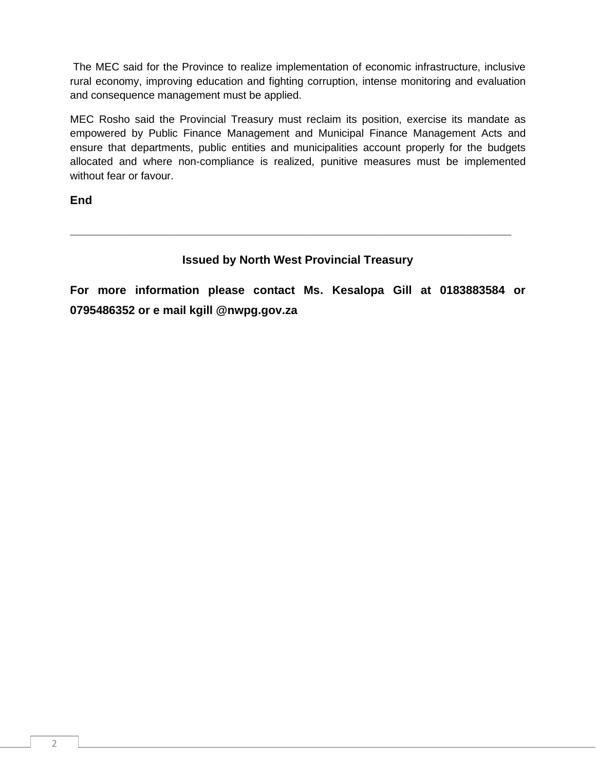The MEC said for the Province to realize implementation of economic infrastructure, inclusive rural economy, improving education and fighting corruption, intense monitoring and evaluation and consequence management must be applied.

MEC Rosho said the Provincial Treasury must reclaim its position, exercise its mandate as empowered by Public Finance Management and Municipal Finance Management Acts and ensure that departments, public entities and municipalities account properly for the budgets allocated and where non-compliance is realized, punitive measures must be implemented without fear or favour.

**End**

---

**Issued by North West Provincial Treasury**

**For more information please contact Ms. Kesalopa Gill at 0183883584 or 0795486352 or e mail kgill @nwpg.gov.za**